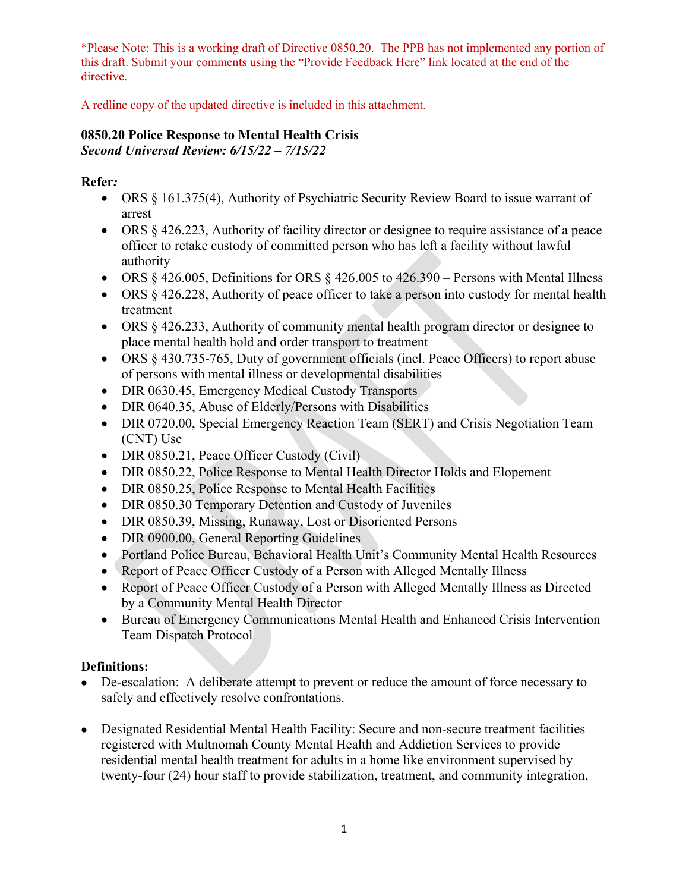*Please Note: This is a working draft of Directive 0850.20. The PPB has not implemented any portion of this draft. Submit your comments using the "Provide Feedback Here" link located at the end of the directive.

A redline copy of the updated directive is included in this attachment.

**0850.20 Police Response to Mental Health Crisis**
***Second Universal Review: 6/15/22 – 7/15/22***

**Refer*:***

- ORS § 161.375(4), Authority of Psychiatric Security Review Board to issue warrant of arrest
- ORS § 426.223, Authority of facility director or designee to require assistance of a peace officer to retake custody of committed person who has left a facility without lawful authority
- ORS § 426.005, Definitions for ORS § 426.005 to 426.390 – Persons with Mental Illness
- ORS § 426.228, Authority of peace officer to take a person into custody for mental health treatment
- ORS § 426.233, Authority of community mental health program director or designee to place mental health hold and order transport to treatment
- ORS § 430.735-765, Duty of government officials (incl. Peace Officers) to report abuse of persons with mental illness or developmental disabilities
- DIR 0630.45, Emergency Medical Custody Transports
- DIR 0640.35, Abuse of Elderly/Persons with Disabilities
- DIR 0720.00, Special Emergency Reaction Team (SERT) and Crisis Negotiation Team (CNT) Use
- DIR 0850.21, Peace Officer Custody (Civil)
- DIR 0850.22, Police Response to Mental Health Director Holds and Elopement
- DIR 0850.25, Police Response to Mental Health Facilities
- DIR 0850.30 Temporary Detention and Custody of Juveniles
- DIR 0850.39, Missing, Runaway, Lost or Disoriented Persons
- DIR 0900.00, General Reporting Guidelines
- Portland Police Bureau, Behavioral Health Unit's Community Mental Health Resources
- Report of Peace Officer Custody of a Person with Alleged Mentally Illness
- Report of Peace Officer Custody of a Person with Alleged Mentally Illness as Directed by a Community Mental Health Director
- Bureau of Emergency Communications Mental Health and Enhanced Crisis Intervention Team Dispatch Protocol

**Definitions:**

- De-escalation: A deliberate attempt to prevent or reduce the amount of force necessary to safely and effectively resolve confrontations.
- Designated Residential Mental Health Facility: Secure and non-secure treatment facilities registered with Multnomah County Mental Health and Addiction Services to provide residential mental health treatment for adults in a home like environment supervised by twenty-four (24) hour staff to provide stabilization, treatment, and community integration,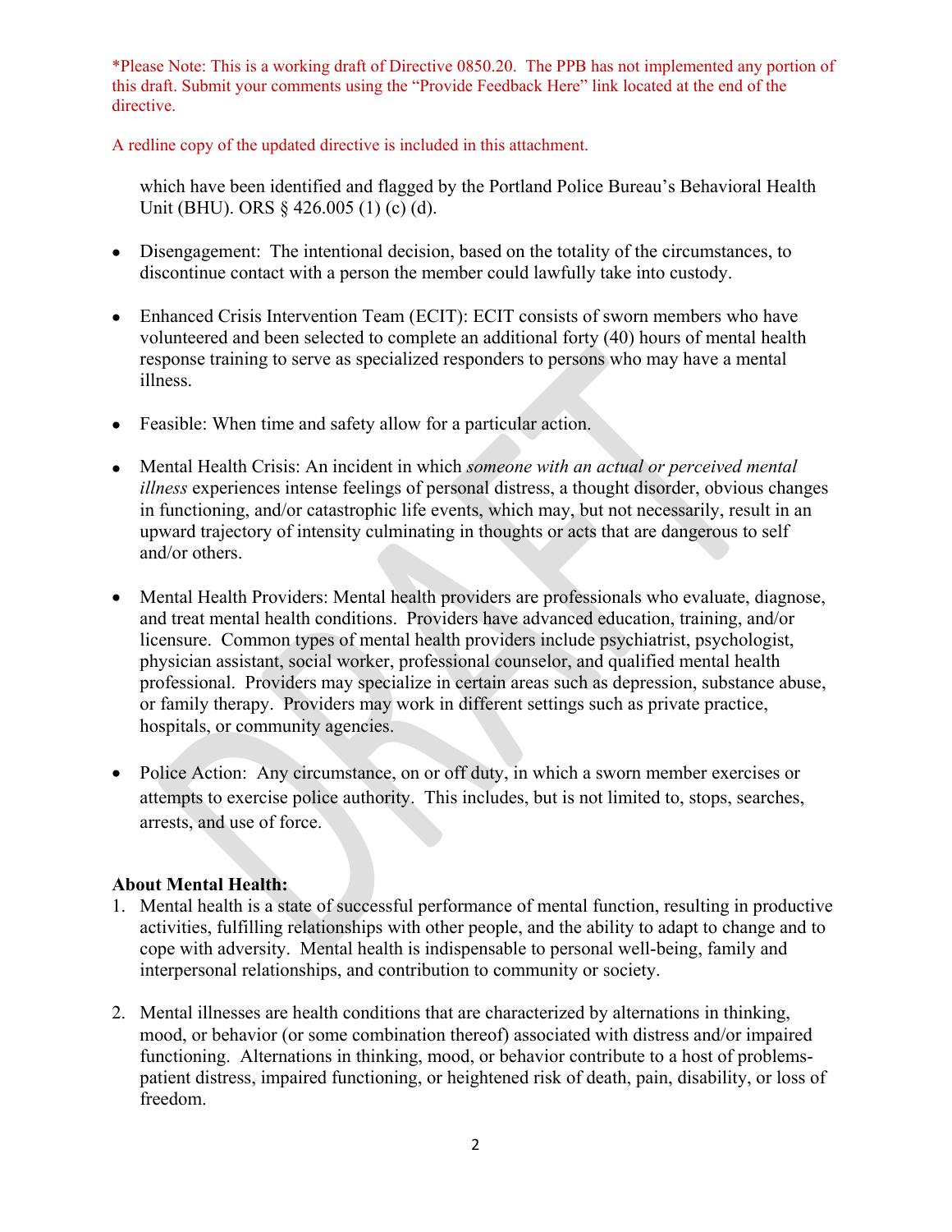*Please Note: This is a working draft of Directive 0850.20. The PPB has not implemented any portion of this draft. Submit your comments using the "Provide Feedback Here" link located at the end of the directive.

A redline copy of the updated directive is included in this attachment.

which have been identified and flagged by the Portland Police Bureau's Behavioral Health Unit (BHU). ORS § 426.005 (1) (c) (d).

- Disengagement: The intentional decision, based on the totality of the circumstances, to discontinue contact with a person the member could lawfully take into custody.

- Enhanced Crisis Intervention Team (ECIT): ECIT consists of sworn members who have volunteered and been selected to complete an additional forty (40) hours of mental health response training to serve as specialized responders to persons who may have a mental illness.

- Feasible: When time and safety allow for a particular action.

- Mental Health Crisis: An incident in which *someone with an actual or perceived mental illness* experiences intense feelings of personal distress, a thought disorder, obvious changes in functioning, and/or catastrophic life events, which may, but not necessarily, result in an upward trajectory of intensity culminating in thoughts or acts that are dangerous to self and/or others.

- Mental Health Providers: Mental health providers are professionals who evaluate, diagnose, and treat mental health conditions. Providers have advanced education, training, and/or licensure. Common types of mental health providers include psychiatrist, psychologist, physician assistant, social worker, professional counselor, and qualified mental health professional. Providers may specialize in certain areas such as depression, substance abuse, or family therapy. Providers may work in different settings such as private practice, hospitals, or community agencies.

- Police Action: Any circumstance, on or off duty, in which a sworn member exercises or attempts to exercise police authority. This includes, but is not limited to, stops, searches, arrests, and use of force.

**About Mental Health:**

1. Mental health is a state of successful performance of mental function, resulting in productive activities, fulfilling relationships with other people, and the ability to adapt to change and to cope with adversity. Mental health is indispensable to personal well-being, family and interpersonal relationships, and contribution to community or society.

2. Mental illnesses are health conditions that are characterized by alternations in thinking, mood, or behavior (or some combination thereof) associated with distress and/or impaired functioning. Alternations in thinking, mood, or behavior contribute to a host of problems-patient distress, impaired functioning, or heightened risk of death, pain, disability, or loss of freedom.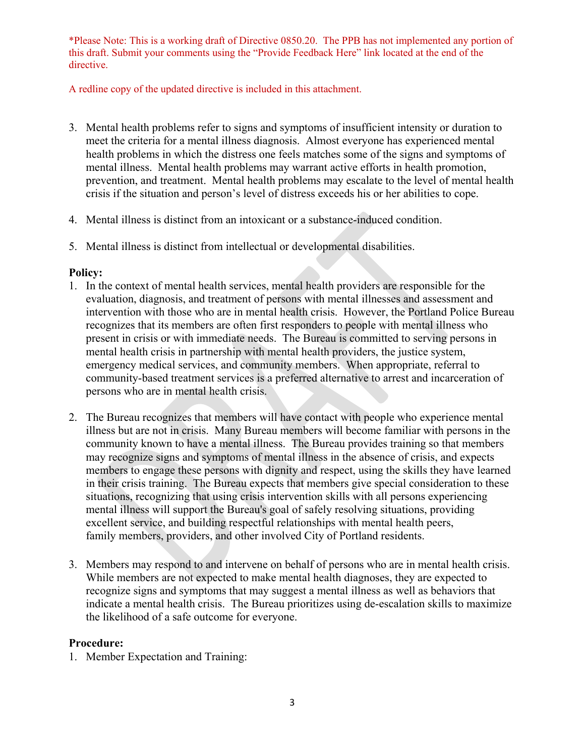*Please Note: This is a working draft of Directive 0850.20. The PPB has not implemented any portion of this draft. Submit your comments using the "Provide Feedback Here" link located at the end of the directive.

A redline copy of the updated directive is included in this attachment.

3. Mental health problems refer to signs and symptoms of insufficient intensity or duration to meet the criteria for a mental illness diagnosis. Almost everyone has experienced mental health problems in which the distress one feels matches some of the signs and symptoms of mental illness. Mental health problems may warrant active efforts in health promotion, prevention, and treatment. Mental health problems may escalate to the level of mental health crisis if the situation and person's level of distress exceeds his or her abilities to cope.

4. Mental illness is distinct from an intoxicant or a substance-induced condition.

5. Mental illness is distinct from intellectual or developmental disabilities.

**Policy:**

1. In the context of mental health services, mental health providers are responsible for the evaluation, diagnosis, and treatment of persons with mental illnesses and assessment and intervention with those who are in mental health crisis. However, the Portland Police Bureau recognizes that its members are often first responders to people with mental illness who present in crisis or with immediate needs. The Bureau is committed to serving persons in mental health crisis in partnership with mental health providers, the justice system, emergency medical services, and community members. When appropriate, referral to community-based treatment services is a preferred alternative to arrest and incarceration of persons who are in mental health crisis.

2. The Bureau recognizes that members will have contact with people who experience mental illness but are not in crisis. Many Bureau members will become familiar with persons in the community known to have a mental illness. The Bureau provides training so that members may recognize signs and symptoms of mental illness in the absence of crisis, and expects members to engage these persons with dignity and respect, using the skills they have learned in their crisis training. The Bureau expects that members give special consideration to these situations, recognizing that using crisis intervention skills with all persons experiencing mental illness will support the Bureau's goal of safely resolving situations, providing excellent service, and building respectful relationships with mental health peers, family members, providers, and other involved City of Portland residents.

3. Members may respond to and intervene on behalf of persons who are in mental health crisis. While members are not expected to make mental health diagnoses, they are expected to recognize signs and symptoms that may suggest a mental illness as well as behaviors that indicate a mental health crisis. The Bureau prioritizes using de-escalation skills to maximize the likelihood of a safe outcome for everyone.

**Procedure:**

1. Member Expectation and Training: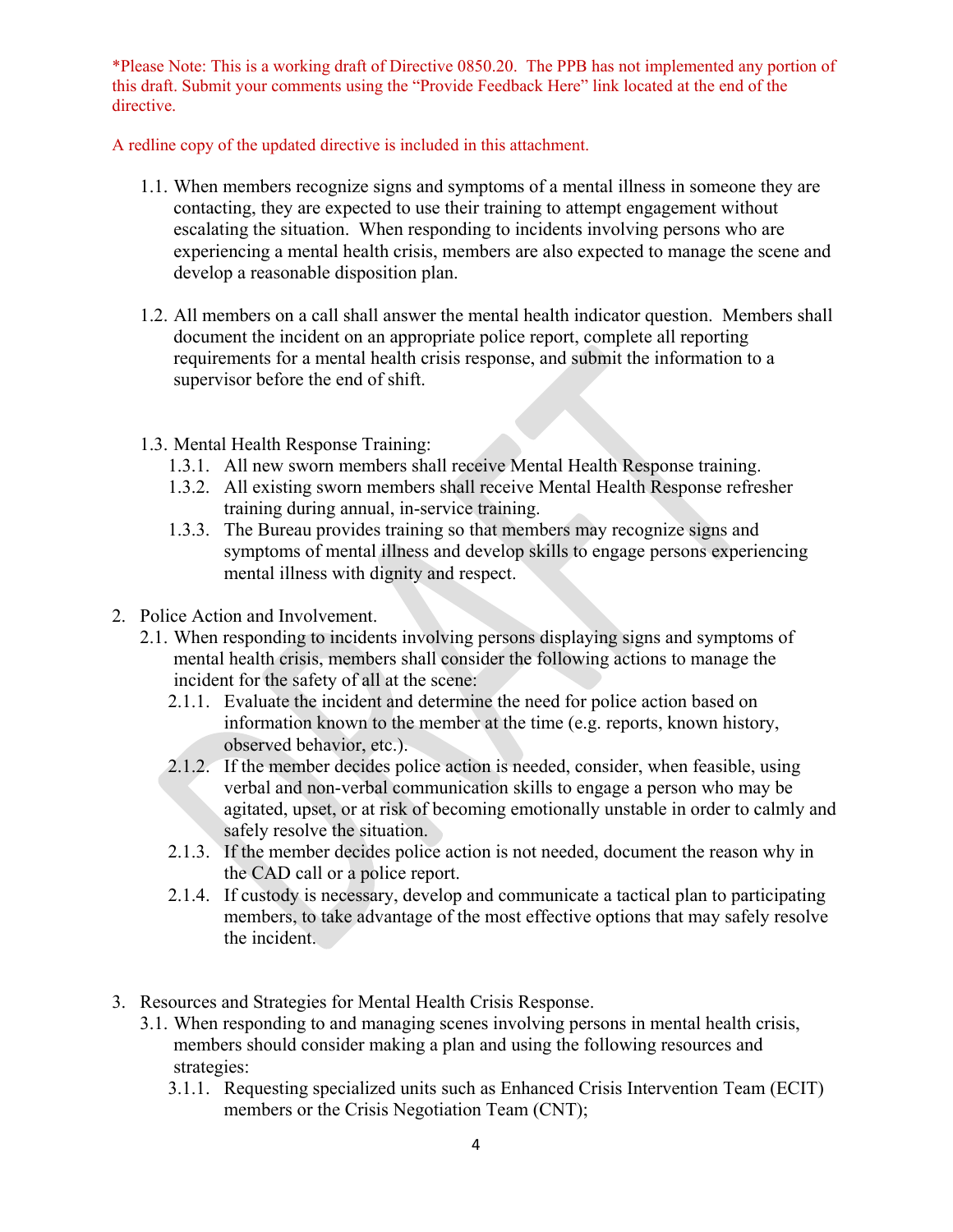*Please Note: This is a working draft of Directive 0850.20. The PPB has not implemented any portion of this draft. Submit your comments using the "Provide Feedback Here" link located at the end of the directive.

A redline copy of the updated directive is included in this attachment.

1.1. When members recognize signs and symptoms of a mental illness in someone they are contacting, they are expected to use their training to attempt engagement without escalating the situation. When responding to incidents involving persons who are experiencing a mental health crisis, members are also expected to manage the scene and develop a reasonable disposition plan.

1.2. All members on a call shall answer the mental health indicator question. Members shall document the incident on an appropriate police report, complete all reporting requirements for a mental health crisis response, and submit the information to a supervisor before the end of shift.

1.3. Mental Health Response Training:

1.3.1. All new sworn members shall receive Mental Health Response training.

1.3.2. All existing sworn members shall receive Mental Health Response refresher training during annual, in-service training.

1.3.3. The Bureau provides training so that members may recognize signs and symptoms of mental illness and develop skills to engage persons experiencing mental illness with dignity and respect.

2. Police Action and Involvement.

2.1. When responding to incidents involving persons displaying signs and symptoms of mental health crisis, members shall consider the following actions to manage the incident for the safety of all at the scene:

2.1.1. Evaluate the incident and determine the need for police action based on information known to the member at the time (e.g. reports, known history, observed behavior, etc.).

2.1.2. If the member decides police action is needed, consider, when feasible, using verbal and non-verbal communication skills to engage a person who may be agitated, upset, or at risk of becoming emotionally unstable in order to calmly and safely resolve the situation.

2.1.3. If the member decides police action is not needed, document the reason why in the CAD call or a police report.

2.1.4. If custody is necessary, develop and communicate a tactical plan to participating members, to take advantage of the most effective options that may safely resolve the incident.

3. Resources and Strategies for Mental Health Crisis Response.

3.1. When responding to and managing scenes involving persons in mental health crisis, members should consider making a plan and using the following resources and strategies:

3.1.1. Requesting specialized units such as Enhanced Crisis Intervention Team (ECIT) members or the Crisis Negotiation Team (CNT);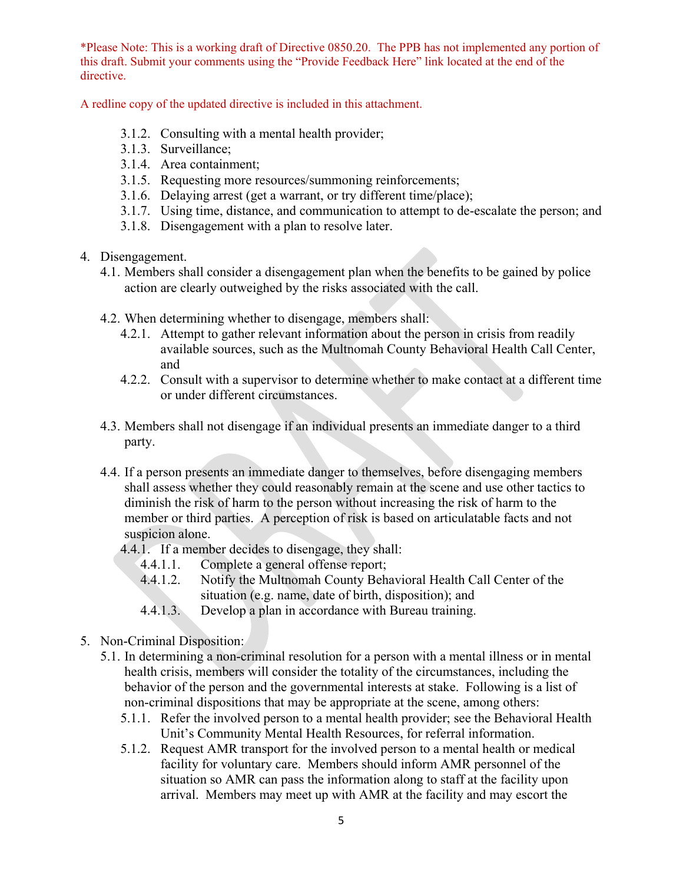*Please Note: This is a working draft of Directive 0850.20. The PPB has not implemented any portion of this draft. Submit your comments using the "Provide Feedback Here" link located at the end of the directive.

A redline copy of the updated directive is included in this attachment.

3.1.2. Consulting with a mental health provider;
3.1.3. Surveillance;
3.1.4. Area containment;
3.1.5. Requesting more resources/summoning reinforcements;
3.1.6. Delaying arrest (get a warrant, or try different time/place);
3.1.7. Using time, distance, and communication to attempt to de-escalate the person; and
3.1.8. Disengagement with a plan to resolve later.

4. Disengagement.

4.1. Members shall consider a disengagement plan when the benefits to be gained by police action are clearly outweighed by the risks associated with the call.

4.2. When determining whether to disengage, members shall:

4.2.1. Attempt to gather relevant information about the person in crisis from readily available sources, such as the Multnomah County Behavioral Health Call Center, and

4.2.2. Consult with a supervisor to determine whether to make contact at a different time or under different circumstances.

4.3. Members shall not disengage if an individual presents an immediate danger to a third party.

4.4. If a person presents an immediate danger to themselves, before disengaging members shall assess whether they could reasonably remain at the scene and use other tactics to diminish the risk of harm to the person without increasing the risk of harm to the member or third parties. A perception of risk is based on articulatable facts and not suspicion alone.

4.4.1. If a member decides to disengage, they shall:

4.4.1.1. Complete a general offense report;

4.4.1.2. Notify the Multnomah County Behavioral Health Call Center of the situation (e.g. name, date of birth, disposition); and

4.4.1.3. Develop a plan in accordance with Bureau training.

5. Non-Criminal Disposition:

5.1. In determining a non-criminal resolution for a person with a mental illness or in mental health crisis, members will consider the totality of the circumstances, including the behavior of the person and the governmental interests at stake. Following is a list of non-criminal dispositions that may be appropriate at the scene, among others:

5.1.1. Refer the involved person to a mental health provider; see the Behavioral Health Unit's Community Mental Health Resources, for referral information.

5.1.2. Request AMR transport for the involved person to a mental health or medical facility for voluntary care. Members should inform AMR personnel of the situation so AMR can pass the information along to staff at the facility upon arrival. Members may meet up with AMR at the facility and may escort the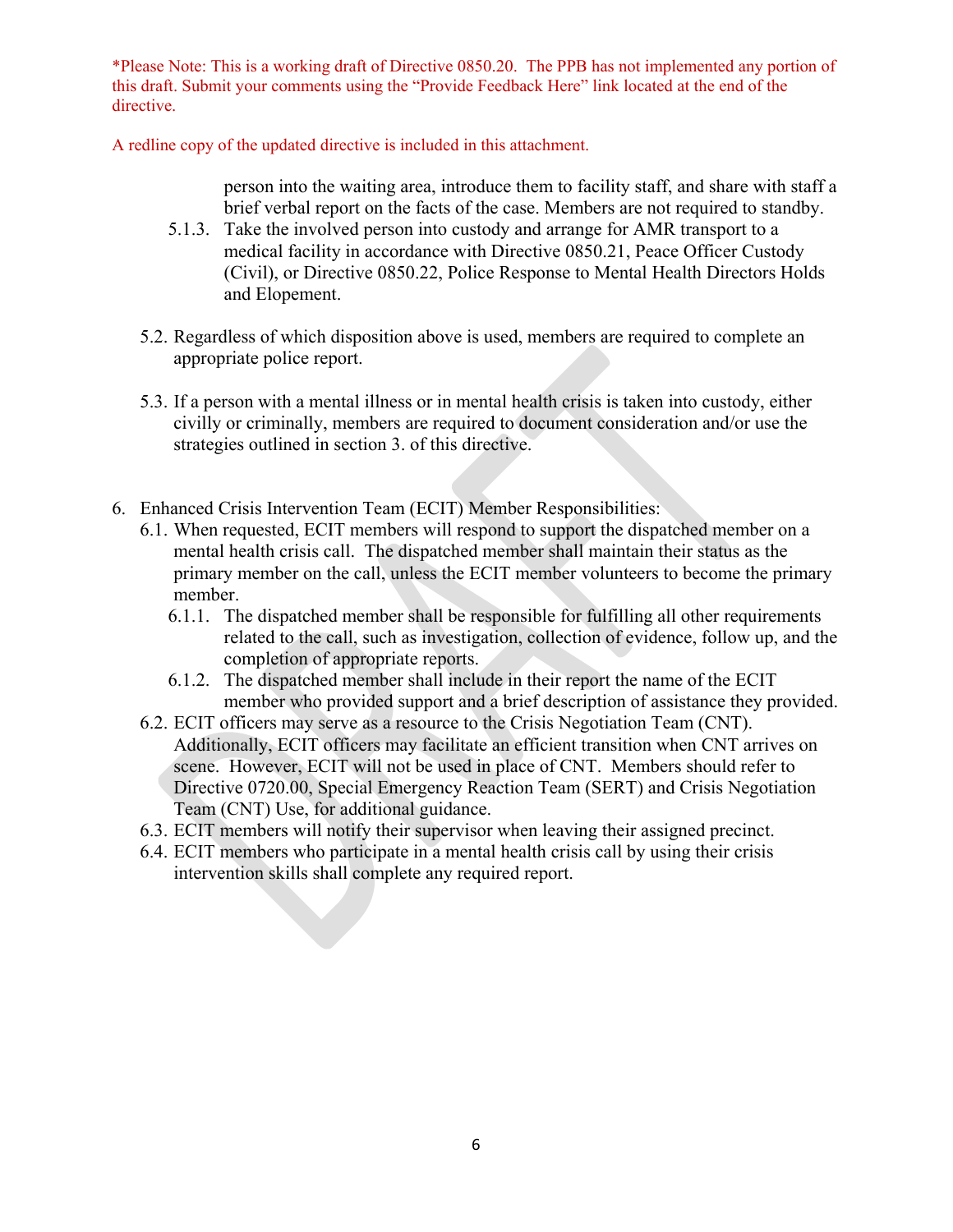*Please Note: This is a working draft of Directive 0850.20. The PPB has not implemented any portion of this draft. Submit your comments using the "Provide Feedback Here" link located at the end of the directive.

A redline copy of the updated directive is included in this attachment.

person into the waiting area, introduce them to facility staff, and share with staff a brief verbal report on the facts of the case. Members are not required to standby.

- 5.1.3. Take the involved person into custody and arrange for AMR transport to a medical facility in accordance with Directive 0850.21, Peace Officer Custody (Civil), or Directive 0850.22, Police Response to Mental Health Directors Holds and Elopement.

5.2. Regardless of which disposition above is used, members are required to complete an appropriate police report.

5.3. If a person with a mental illness or in mental health crisis is taken into custody, either civilly or criminally, members are required to document consideration and/or use the strategies outlined in section 3. of this directive.

6. Enhanced Crisis Intervention Team (ECIT) Member Responsibilities:
   - 6.1. When requested, ECIT members will respond to support the dispatched member on a mental health crisis call. The dispatched member shall maintain their status as the primary member on the call, unless the ECIT member volunteers to become the primary member.
     - 6.1.1. The dispatched member shall be responsible for fulfilling all other requirements related to the call, such as investigation, collection of evidence, follow up, and the completion of appropriate reports.
     - 6.1.2. The dispatched member shall include in their report the name of the ECIT member who provided support and a brief description of assistance they provided.
   - 6.2. ECIT officers may serve as a resource to the Crisis Negotiation Team (CNT). Additionally, ECIT officers may facilitate an efficient transition when CNT arrives on scene. However, ECIT will not be used in place of CNT. Members should refer to Directive 0720.00, Special Emergency Reaction Team (SERT) and Crisis Negotiation Team (CNT) Use, for additional guidance.
   - 6.3. ECIT members will notify their supervisor when leaving their assigned precinct.
   - 6.4. ECIT members who participate in a mental health crisis call by using their crisis intervention skills shall complete any required report.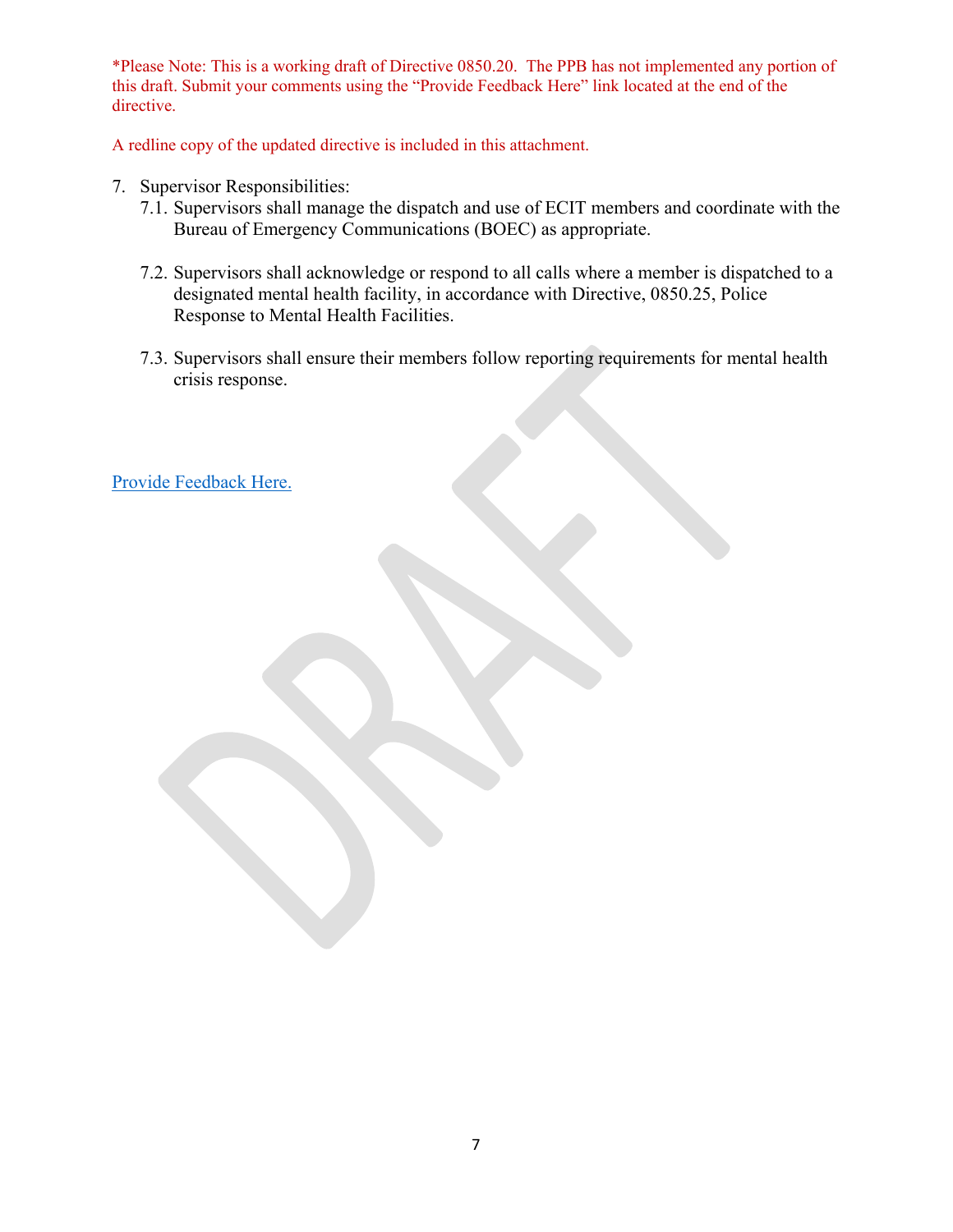*Please Note: This is a working draft of Directive 0850.20. The PPB has not implemented any portion of this draft. Submit your comments using the "Provide Feedback Here" link located at the end of the directive.

A redline copy of the updated directive is included in this attachment.

7. Supervisor Responsibilities:
   7.1. Supervisors shall manage the dispatch and use of ECIT members and coordinate with the Bureau of Emergency Communications (BOEC) as appropriate.

   7.2. Supervisors shall acknowledge or respond to all calls where a member is dispatched to a designated mental health facility, in accordance with Directive, 0850.25, Police Response to Mental Health Facilities.

   7.3. Supervisors shall ensure their members follow reporting requirements for mental health crisis response.

Provide Feedback Here.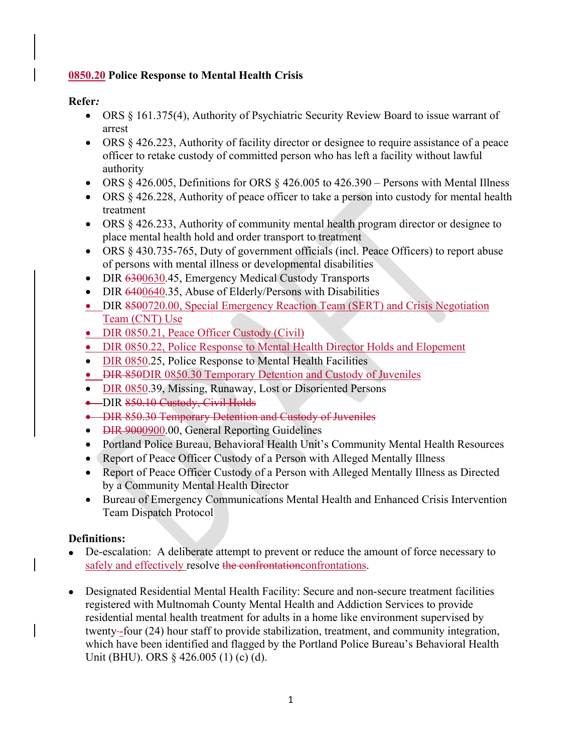**0850.20 Police Response to Mental Health Crisis**

**Refer*:***

- ORS § 161.375(4), Authority of Psychiatric Security Review Board to issue warrant of arrest
- ORS § 426.223, Authority of facility director or designee to require assistance of a peace officer to retake custody of committed person who has left a facility without lawful authority
- ORS § 426.005, Definitions for ORS § 426.005 to 426.390 – Persons with Mental Illness
- ORS § 426.228, Authority of peace officer to take a person into custody for mental health treatment
- ORS § 426.233, Authority of community mental health program director or designee to place mental health hold and order transport to treatment
- ORS § 430.735-765, Duty of government officials (incl. Peace Officers) to report abuse of persons with mental illness or developmental disabilities
- DIR ~~630~~0630.45, Emergency Medical Custody Transports
- DIR ~~640~~0640.35, Abuse of Elderly/Persons with Disabilities
- DIR ~~850~~0720.00, Special Emergency Reaction Team (SERT) and Crisis Negotiation Team (CNT) Use
- DIR 0850.21, Peace Officer Custody (Civil)
- DIR 0850.22, Police Response to Mental Health Director Holds and Elopement
- DIR 0850.25, Police Response to Mental Health Facilities
- ~~DIR 850~~DIR 0850.30 Temporary Detention and Custody of Juveniles
- DIR 0850.39, Missing, Runaway, Lost or Disoriented Persons
- ~~DIR 850.10 Custody, Civil Holds~~
- ~~DIR 850.30 Temporary Detention and Custody of Juveniles~~
- ~~DIR 900~~0900.00, General Reporting Guidelines
- Portland Police Bureau, Behavioral Health Unit's Community Mental Health Resources
- Report of Peace Officer Custody of a Person with Alleged Mentally Illness
- Report of Peace Officer Custody of a Person with Alleged Mentally Illness as Directed by a Community Mental Health Director
- Bureau of Emergency Communications Mental Health and Enhanced Crisis Intervention Team Dispatch Protocol

**Definitions:**

- De-escalation: A deliberate attempt to prevent or reduce the amount of force necessary to safely and effectively resolve ~~the confrontation~~confrontations.

- Designated Residential Mental Health Facility: Secure and non-secure treatment facilities registered with Multnomah County Mental Health and Addiction Services to provide residential mental health treatment for adults in a home like environment supervised by twenty~~-~~-four (24) hour staff to provide stabilization, treatment, and community integration, which have been identified and flagged by the Portland Police Bureau's Behavioral Health Unit (BHU). ORS § 426.005 (1) (c) (d).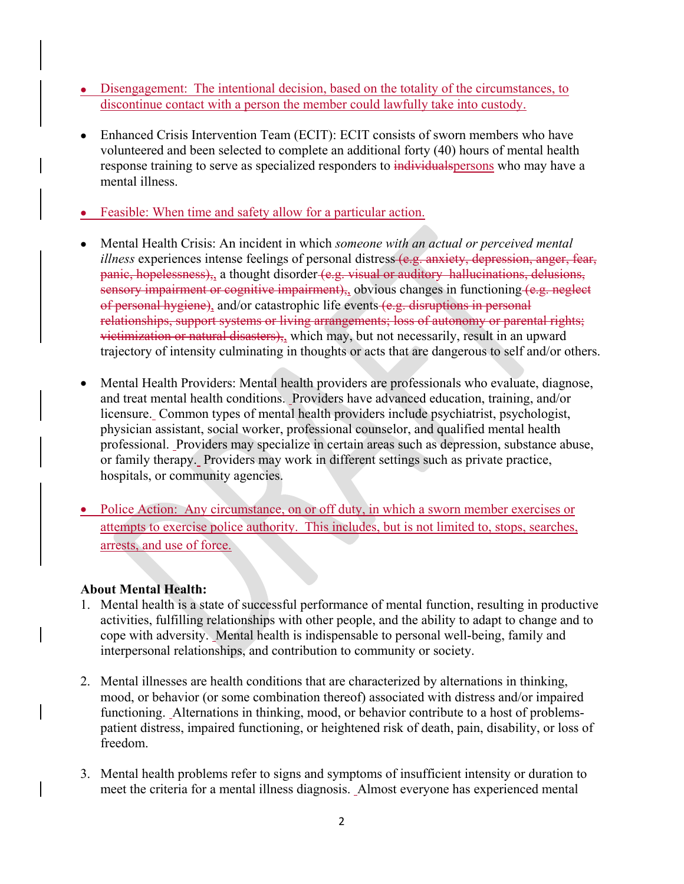- Disengagement: The intentional decision, based on the totality of the circumstances, to discontinue contact with a person the member could lawfully take into custody.

- Enhanced Crisis Intervention Team (ECIT): ECIT consists of sworn members who have volunteered and been selected to complete an additional forty (40) hours of mental health response training to serve as specialized responders to ~~individuals~~persons who may have a mental illness.

- Feasible: When time and safety allow for a particular action.

- Mental Health Crisis: An incident in which *someone with an actual or perceived mental illness* experiences intense feelings of personal distress ~~(e.g. anxiety, depression, anger, fear, panic, hopelessness),~~, a thought disorder ~~(e.g. visual or auditory hallucinations, delusions, sensory impairment or cognitive impairment),~~, obvious changes in functioning ~~(e.g. neglect of personal hygiene)~~, and/or catastrophic life events ~~(e.g. disruptions in personal relationships, support systems or living arrangements; loss of autonomy or parental rights; victimization or natural disasters),~~, which may, but not necessarily, result in an upward trajectory of intensity culminating in thoughts or acts that are dangerous to self and/or others.

- Mental Health Providers: Mental health providers are professionals who evaluate, diagnose, and treat mental health conditions. Providers have advanced education, training, and/or licensure. Common types of mental health providers include psychiatrist, psychologist, physician assistant, social worker, professional counselor, and qualified mental health professional. Providers may specialize in certain areas such as depression, substance abuse, or family therapy. Providers may work in different settings such as private practice, hospitals, or community agencies.

- Police Action: Any circumstance, on or off duty, in which a sworn member exercises or attempts to exercise police authority. This includes, but is not limited to, stops, searches, arrests, and use of force.

**About Mental Health:**

1. Mental health is a state of successful performance of mental function, resulting in productive activities, fulfilling relationships with other people, and the ability to adapt to change and to cope with adversity. Mental health is indispensable to personal well-being, family and interpersonal relationships, and contribution to community or society.

2. Mental illnesses are health conditions that are characterized by alternations in thinking, mood, or behavior (or some combination thereof) associated with distress and/or impaired functioning. Alternations in thinking, mood, or behavior contribute to a host of problems-patient distress, impaired functioning, or heightened risk of death, pain, disability, or loss of freedom.

3. Mental health problems refer to signs and symptoms of insufficient intensity or duration to meet the criteria for a mental illness diagnosis. Almost everyone has experienced mental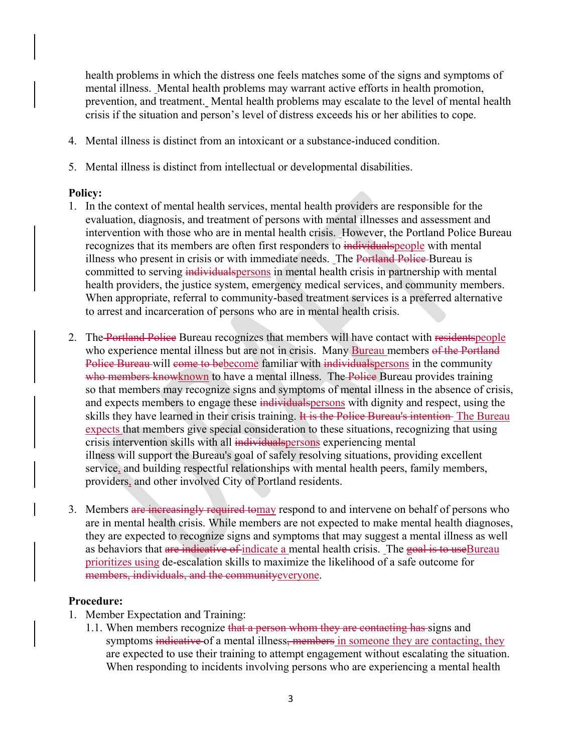health problems in which the distress one feels matches some of the signs and symptoms of mental illness. Mental health problems may warrant active efforts in health promotion, prevention, and treatment. Mental health problems may escalate to the level of mental health crisis if the situation and person's level of distress exceeds his or her abilities to cope.

4. Mental illness is distinct from an intoxicant or a substance-induced condition.

5. Mental illness is distinct from intellectual or developmental disabilities.

**Policy:**

1. In the context of mental health services, mental health providers are responsible for the evaluation, diagnosis, and treatment of persons with mental illnesses and assessment and intervention with those who are in mental health crisis. However, the Portland Police Bureau recognizes that its members are often first responders to ~~individuals~~people with mental illness who present in crisis or with immediate needs. The ~~Portland Police~~ Bureau is committed to serving ~~individuals~~persons in mental health crisis in partnership with mental health providers, the justice system, emergency medical services, and community members. When appropriate, referral to community-based treatment services is a preferred alternative to arrest and incarceration of persons who are in mental health crisis.

2. The ~~Portland Police~~ Bureau recognizes that members will have contact with ~~residents~~people who experience mental illness but are not in crisis. Many Bureau members ~~of the Portland Police Bureau~~ will ~~come to be~~become familiar with ~~individuals~~persons in the community ~~who members know~~known to have a mental illness. The ~~Police~~ Bureau provides training so that members may recognize signs and symptoms of mental illness in the absence of crisis, and expects members to engage these ~~individuals~~persons with dignity and respect, using the skills they have learned in their crisis training. ~~It is the Police Bureau's intention~~ The Bureau expects that members give special consideration to these situations, recognizing that using crisis intervention skills with all ~~individuals~~persons experiencing mental illness will support the Bureau's goal of safely resolving situations, providing excellent service, and building respectful relationships with mental health peers, family members, providers, and other involved City of Portland residents.

3. Members ~~are increasingly required to~~may respond to and intervene on behalf of persons who are in mental health crisis. While members are not expected to make mental health diagnoses, they are expected to recognize signs and symptoms that may suggest a mental illness as well as behaviors that ~~are indicative of~~ indicate a mental health crisis. The ~~goal is to use~~Bureau prioritizes using de-escalation skills to maximize the likelihood of a safe outcome for ~~members, individuals, and the community~~everyone.

**Procedure:**

1. Member Expectation and Training:
   1.1. When members recognize ~~that a person whom they are contacting has~~ signs and symptoms ~~indicative~~ of a mental illness~~, members~~ in someone they are contacting, they are expected to use their training to attempt engagement without escalating the situation. When responding to incidents involving persons who are experiencing a mental health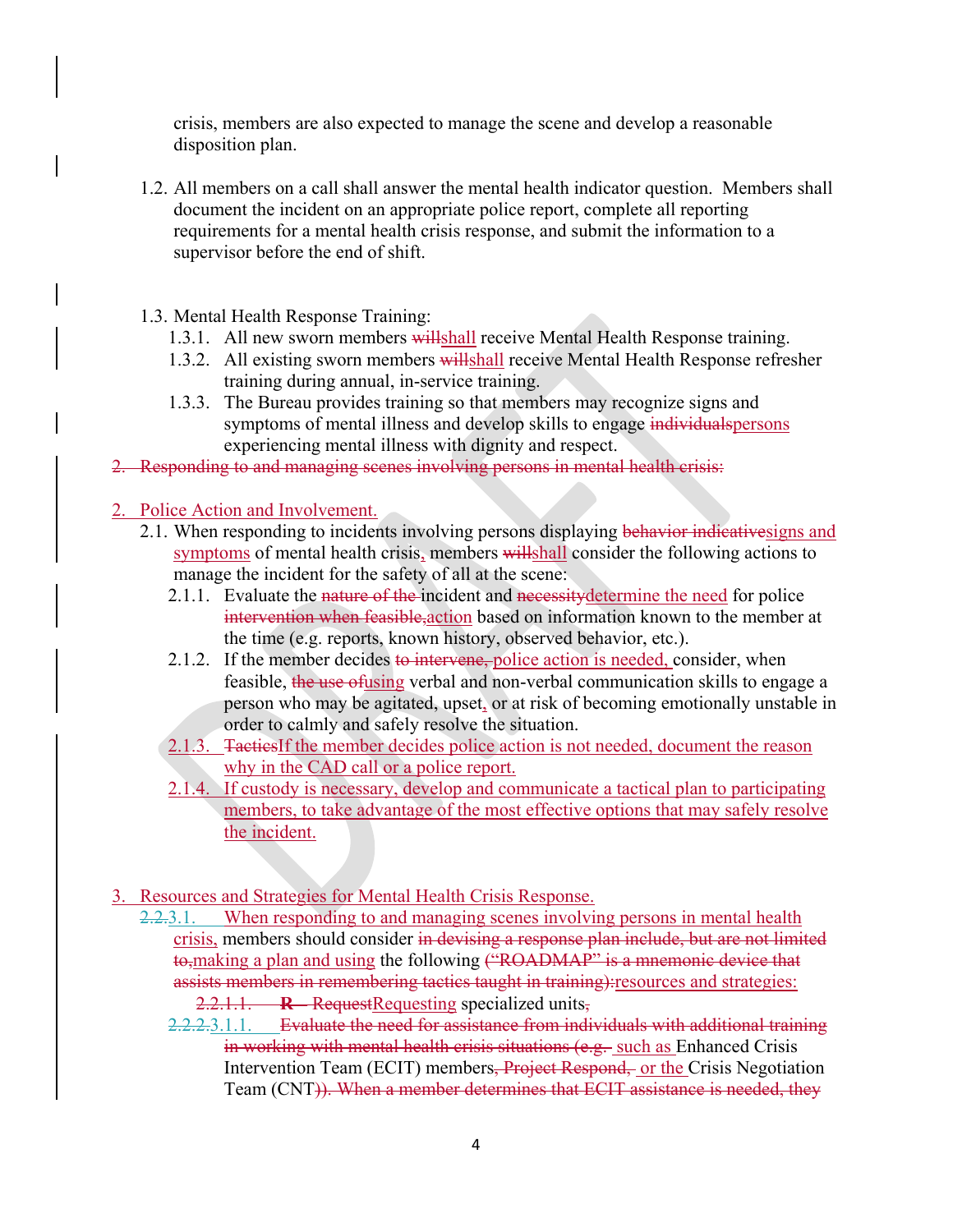crisis, members are also expected to manage the scene and develop a reasonable disposition plan.

1.2. All members on a call shall answer the mental health indicator question. Members shall document the incident on an appropriate police report, complete all reporting requirements for a mental health crisis response, and submit the information to a supervisor before the end of shift.

1.3. Mental Health Response Training:

1.3.1. All new sworn members ~~will~~shall receive Mental Health Response training.

1.3.2. All existing sworn members ~~will~~shall receive Mental Health Response refresher training during annual, in-service training.

1.3.3. The Bureau provides training so that members may recognize signs and symptoms of mental illness and develop skills to engage ~~individuals~~persons experiencing mental illness with dignity and respect.

~~2. Responding to and managing scenes involving persons in mental health crisis:~~

2. Police Action and Involvement.

2.1. When responding to incidents involving persons displaying ~~behavior indicative~~signs and symptoms of mental health crisis, members ~~will~~shall consider the following actions to manage the incident for the safety of all at the scene:

2.1.1. Evaluate the ~~nature of the~~ incident and ~~necessity~~determine the need for police ~~intervention when feasible,~~action based on information known to the member at the time (e.g. reports, known history, observed behavior, etc.).

2.1.2. If the member decides ~~to intervene,~~ police action is needed, consider, when feasible, ~~the use of~~using verbal and non-verbal communication skills to engage a person who may be agitated, upset, or at risk of becoming emotionally unstable in order to calmly and safely resolve the situation.

2.1.3. ~~Tactics~~If the member decides police action is not needed, document the reason why in the CAD call or a police report.

2.1.4. If custody is necessary, develop and communicate a tactical plan to participating members, to take advantage of the most effective options that may safely resolve the incident.

3. Resources and Strategies for Mental Health Crisis Response.

~~2.2.~~3.1. When responding to and managing scenes involving persons in mental health crisis, members should consider ~~in devising a response plan include, but are not limited to,~~making a plan and using the following ~~("ROADMAP" is a mnemonic device that assists members in remembering tactics taught in training):~~resources and strategies:

~~2.2.1.1. **R** – Request~~Requesting specialized units~~,~~

~~2.2.2.~~3.1.1. ~~Evaluate the need for assistance from individuals with additional training in working with mental health crisis situations (e.g.~~ such as Enhanced Crisis Intervention Team (ECIT) members~~, Project Respond,~~ or the Crisis Negotiation Team (CNT~~)). When a member determines that ECIT assistance is needed, they~~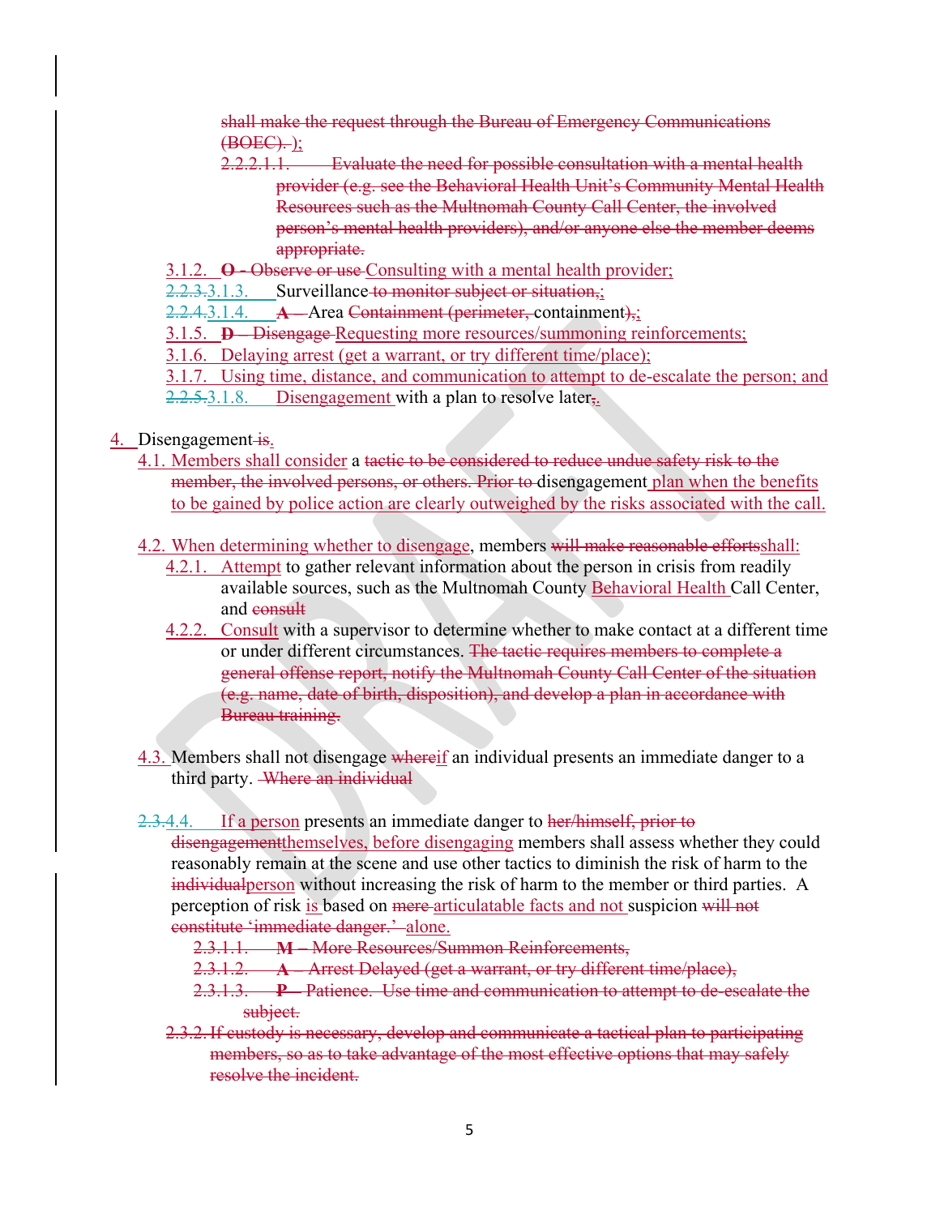shall make the request through the Bureau of Emergency Communications (BOEC). );

2.2.2.1.1. Evaluate the need for possible consultation with a mental health provider (e.g. see the Behavioral Health Unit's Community Mental Health Resources such as the Multnomah County Call Center, the involved person's mental health providers), and/or anyone else the member deems appropriate.

- 3.1.2. **O** - Observe or use Consulting with a mental health provider;
- 2.2.3.3.1.3. Surveillance to monitor subject or situation,;
- 2.2.4.3.1.4. **A** – Area Containment (perimeter, containment),;
- 3.1.5. **D** – Disengage Requesting more resources/summoning reinforcements;
- 3.1.6. Delaying arrest (get a warrant, or try different time/place);
- 3.1.7. Using time, distance, and communication to attempt to de-escalate the person; and
- 2.2.5.3.1.8. Disengagement with a plan to resolve later,.

4. Disengagement is.

4.1. Members shall consider a tactic to be considered to reduce undue safety risk to the member, the involved persons, or others. Prior to disengagement plan when the benefits to be gained by police action are clearly outweighed by the risks associated with the call.

4.2. When determining whether to disengage, members will make reasonable effortsshall:

4.2.1. Attempt to gather relevant information about the person in crisis from readily available sources, such as the Multnomah County Behavioral Health Call Center, and consult

4.2.2. Consult with a supervisor to determine whether to make contact at a different time or under different circumstances. The tactic requires members to complete a general offense report, notify the Multnomah County Call Center of the situation (e.g. name, date of birth, disposition), and develop a plan in accordance with Bureau training.

4.3. Members shall not disengage whereif an individual presents an immediate danger to a third party. Where an individual

2.3.4.4. If a person presents an immediate danger to her/himself, prior to disengagementthemselves, before disengaging members shall assess whether they could reasonably remain at the scene and use other tactics to diminish the risk of harm to the individualperson without increasing the risk of harm to the member or third parties. A perception of risk is based on mere articulatable facts and not suspicion will not constitute 'immediate danger.' alone.

- 2.3.1.1. **M** – More Resources/Summon Reinforcements,
- 2.3.1.2. **A** – Arrest Delayed (get a warrant, or try different time/place),
- 2.3.1.3. **P** – Patience. Use time and communication to attempt to de-escalate the subject.

2.3.2. If custody is necessary, develop and communicate a tactical plan to participating members, so as to take advantage of the most effective options that may safely resolve the incident.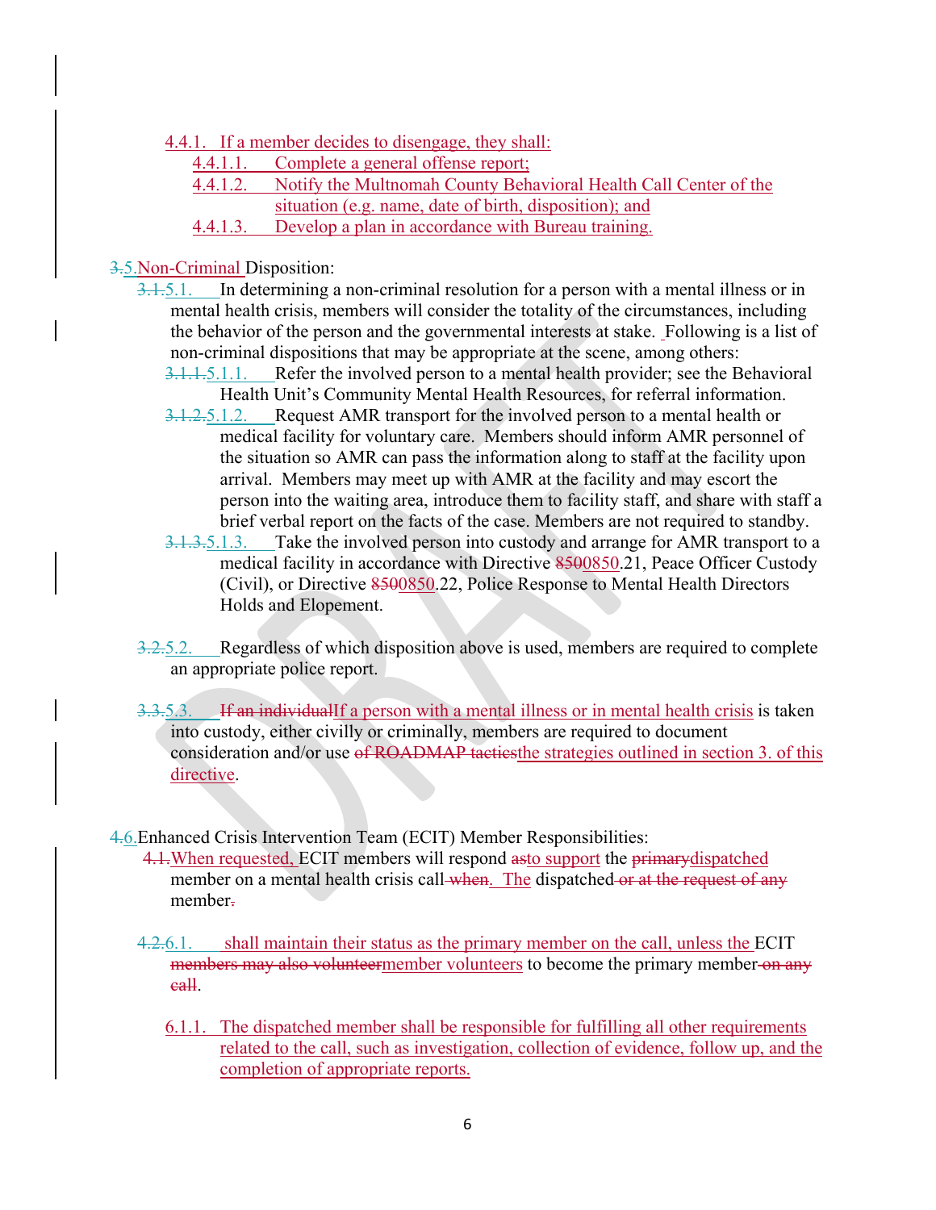4.4.1. If a member decides to disengage, they shall:

4.4.1.1. Complete a general offense report;

4.4.1.2. Notify the Multnomah County Behavioral Health Call Center of the situation (e.g. name, date of birth, disposition); and

4.4.1.3. Develop a plan in accordance with Bureau training.

~~3.~~5. Non-Criminal Disposition:

~~3.1.~~5.1. In determining a non-criminal resolution for a person with a mental illness or in mental health crisis, members will consider the totality of the circumstances, including the behavior of the person and the governmental interests at stake. Following is a list of non-criminal dispositions that may be appropriate at the scene, among others:

~~3.1.1.~~5.1.1. Refer the involved person to a mental health provider; see the Behavioral Health Unit's Community Mental Health Resources, for referral information.

~~3.1.2.~~5.1.2. Request AMR transport for the involved person to a mental health or medical facility for voluntary care. Members should inform AMR personnel of the situation so AMR can pass the information along to staff at the facility upon arrival. Members may meet up with AMR at the facility and may escort the person into the waiting area, introduce them to facility staff, and share with staff a brief verbal report on the facts of the case. Members are not required to standby.

~~3.1.3.~~5.1.3. Take the involved person into custody and arrange for AMR transport to a medical facility in accordance with Directive ~~8500~~0850.21, Peace Officer Custody (Civil), or Directive ~~8500~~0850.22, Police Response to Mental Health Directors Holds and Elopement.

~~3.2.~~5.2. Regardless of which disposition above is used, members are required to complete an appropriate police report.

~~3.3.~~5.3. ~~If an individual~~If a person with a mental illness or in mental health crisis is taken into custody, either civilly or criminally, members are required to document consideration and/or use ~~of ROADMAP tactics~~the strategies outlined in section 3. of this directive.

~~4.~~6. Enhanced Crisis Intervention Team (ECIT) Member Responsibilities:

~~4.1.~~When requested, ECIT members will respond ~~as~~to support the ~~primary~~dispatched member on a mental health crisis call ~~when~~. The dispatched ~~or at the request of any~~ member~~.~~

~~4.2.~~6.1. shall maintain their status as the primary member on the call, unless the ECIT ~~members may also volunteer~~member volunteers to become the primary member ~~on any call~~.

6.1.1. The dispatched member shall be responsible for fulfilling all other requirements related to the call, such as investigation, collection of evidence, follow up, and the completion of appropriate reports.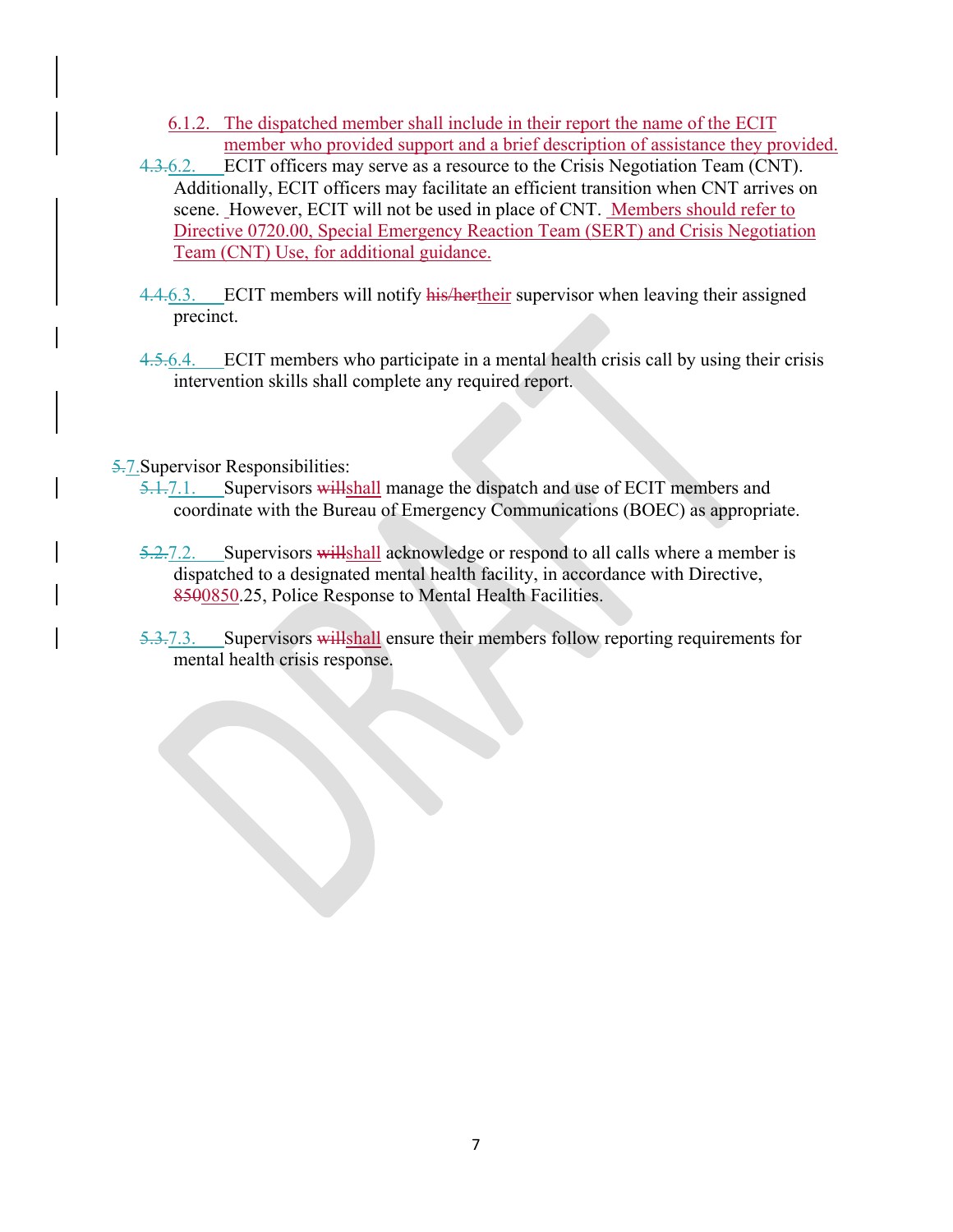6.1.2. The dispatched member shall include in their report the name of the ECIT member who provided support and a brief description of assistance they provided.

~~4.3.~~6.2. ECIT officers may serve as a resource to the Crisis Negotiation Team (CNT). Additionally, ECIT officers may facilitate an efficient transition when CNT arrives on scene. However, ECIT will not be used in place of CNT. Members should refer to Directive 0720.00, Special Emergency Reaction Team (SERT) and Crisis Negotiation Team (CNT) Use, for additional guidance.

~~4.4.~~6.3. ECIT members will notify ~~his/her~~their supervisor when leaving their assigned precinct.

~~4.5.~~6.4. ECIT members who participate in a mental health crisis call by using their crisis intervention skills shall complete any required report.

~~5.~~7. Supervisor Responsibilities:

~~5.1.~~7.1. Supervisors ~~will~~shall manage the dispatch and use of ECIT members and coordinate with the Bureau of Emergency Communications (BOEC) as appropriate.

~~5.2.~~7.2. Supervisors ~~will~~shall acknowledge or respond to all calls where a member is dispatched to a designated mental health facility, in accordance with Directive, ~~8500~~0850.25, Police Response to Mental Health Facilities.

~~5.3.~~7.3. Supervisors ~~will~~shall ensure their members follow reporting requirements for mental health crisis response.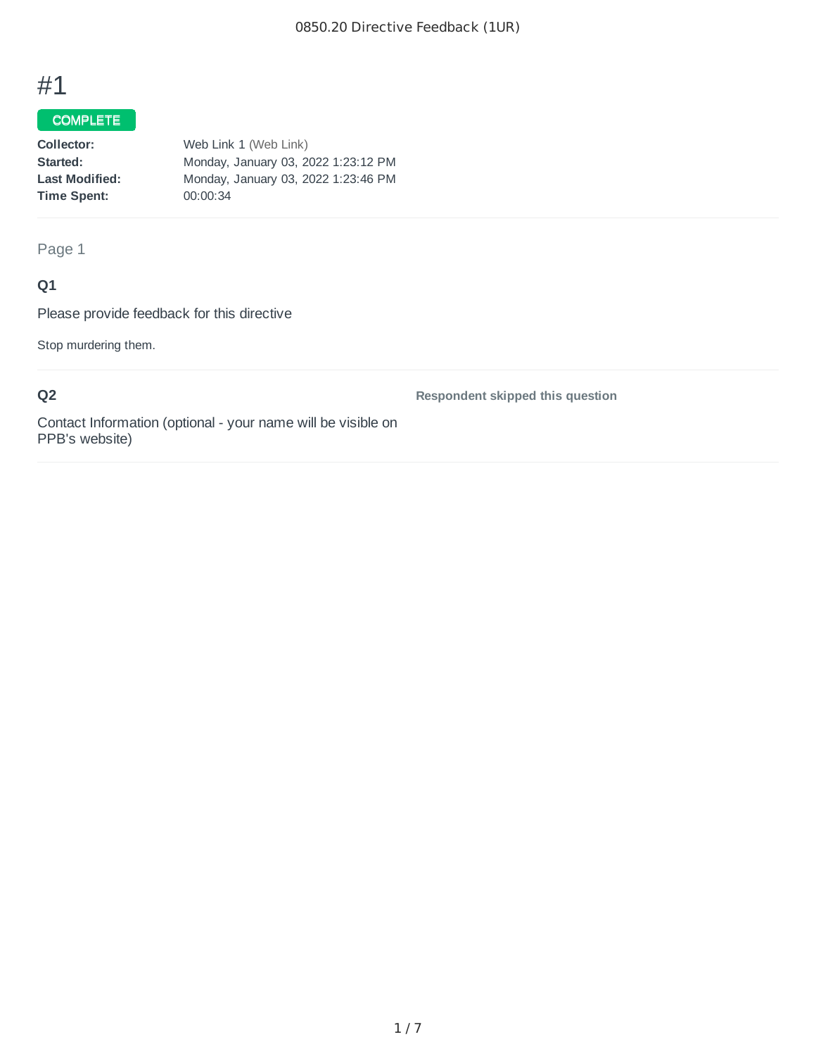# #1

**COMPLETE**

| | |
|---|---|
| **Collector:** | Web Link 1 (Web Link) |
| **Started:** | Monday, January 03, 2022 1:23:12 PM |
| **Last Modified:** | Monday, January 03, 2022 1:23:46 PM |
| **Time Spent:** | 00:00:34 |

Page 1

### Q1

Please provide feedback for this directive

Stop murdering them.

### Q2

Contact Information (optional - your name will be visible on PPB's website)

**Respondent skipped this question**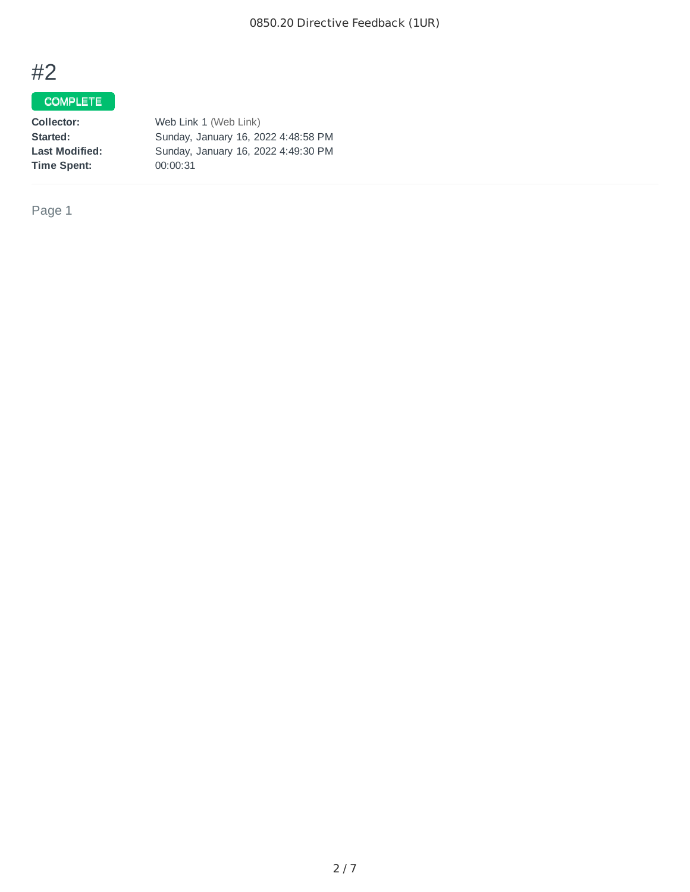# #2

COMPLETE

**Collector:** Web Link 1 (Web Link)
**Started:** Sunday, January 16, 2022 4:48:58 PM
**Last Modified:** Sunday, January 16, 2022 4:49:30 PM
**Time Spent:** 00:00:31

Page 1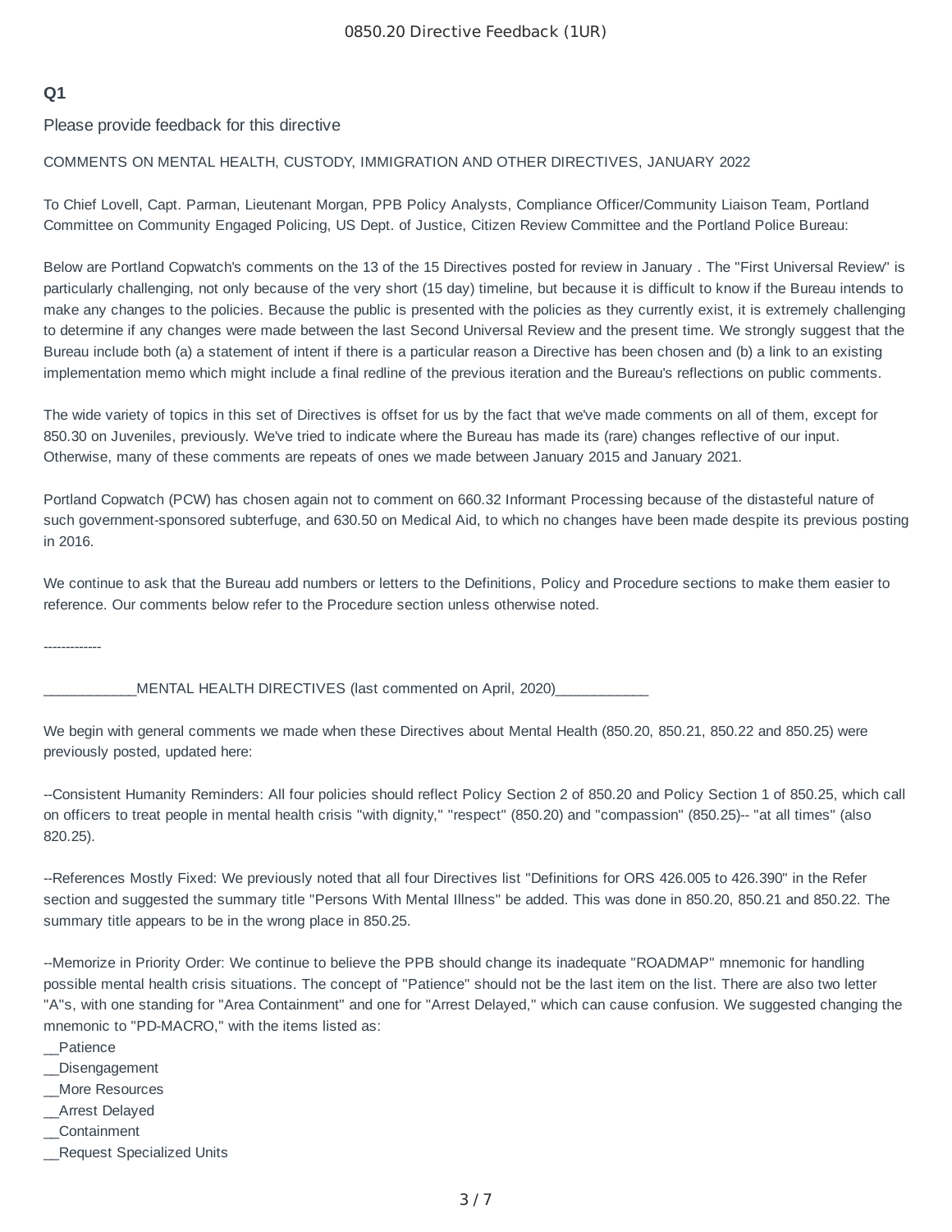# 0850.20 Directive Feedback (1UR)

**Q1**

Please provide feedback for this directive

COMMENTS ON MENTAL HEALTH, CUSTODY, IMMIGRATION AND OTHER DIRECTIVES, JANUARY 2022

To Chief Lovell, Capt. Parman, Lieutenant Morgan, PPB Policy Analysts, Compliance Officer/Community Liaison Team, Portland Committee on Community Engaged Policing, US Dept. of Justice, Citizen Review Committee and the Portland Police Bureau:

Below are Portland Copwatch's comments on the 13 of the 15 Directives posted for review in January . The "First Universal Review" is particularly challenging, not only because of the very short (15 day) timeline, but because it is difficult to know if the Bureau intends to make any changes to the policies. Because the public is presented with the policies as they currently exist, it is extremely challenging to determine if any changes were made between the last Second Universal Review and the present time. We strongly suggest that the Bureau include both (a) a statement of intent if there is a particular reason a Directive has been chosen and (b) a link to an existing implementation memo which might include a final redline of the previous iteration and the Bureau's reflections on public comments.

The wide variety of topics in this set of Directives is offset for us by the fact that we've made comments on all of them, except for 850.30 on Juveniles, previously. We've tried to indicate where the Bureau has made its (rare) changes reflective of our input. Otherwise, many of these comments are repeats of ones we made between January 2015 and January 2021.

Portland Copwatch (PCW) has chosen again not to comment on 660.32 Informant Processing because of the distasteful nature of such government-sponsored subterfuge, and 630.50 on Medical Aid, to which no changes have been made despite its previous posting in 2016.

We continue to ask that the Bureau add numbers or letters to the Definitions, Policy and Procedure sections to make them easier to reference. Our comments below refer to the Procedure section unless otherwise noted.

-------------

____________MENTAL HEALTH DIRECTIVES (last commented on April, 2020)____________

We begin with general comments we made when these Directives about Mental Health (850.20, 850.21, 850.22 and 850.25) were previously posted, updated here:

--Consistent Humanity Reminders: All four policies should reflect Policy Section 2 of 850.20 and Policy Section 1 of 850.25, which call on officers to treat people in mental health crisis "with dignity," "respect" (850.20) and "compassion" (850.25)-- "at all times" (also 820.25).

--References Mostly Fixed: We previously noted that all four Directives list "Definitions for ORS 426.005 to 426.390" in the Refer section and suggested the summary title "Persons With Mental Illness" be added. This was done in 850.20, 850.21 and 850.22. The summary title appears to be in the wrong place in 850.25.

--Memorize in Priority Order: We continue to believe the PPB should change its inadequate "ROADMAP" mnemonic for handling possible mental health crisis situations. The concept of "Patience" should not be the last item on the list. There are also two letter "A"s, with one standing for "Area Containment" and one for "Arrest Delayed," which can cause confusion. We suggested changing the mnemonic to "PD-MACRO," with the items listed as:
__Patience
__Disengagement
__More Resources
__Arrest Delayed
__Containment
__Request Specialized Units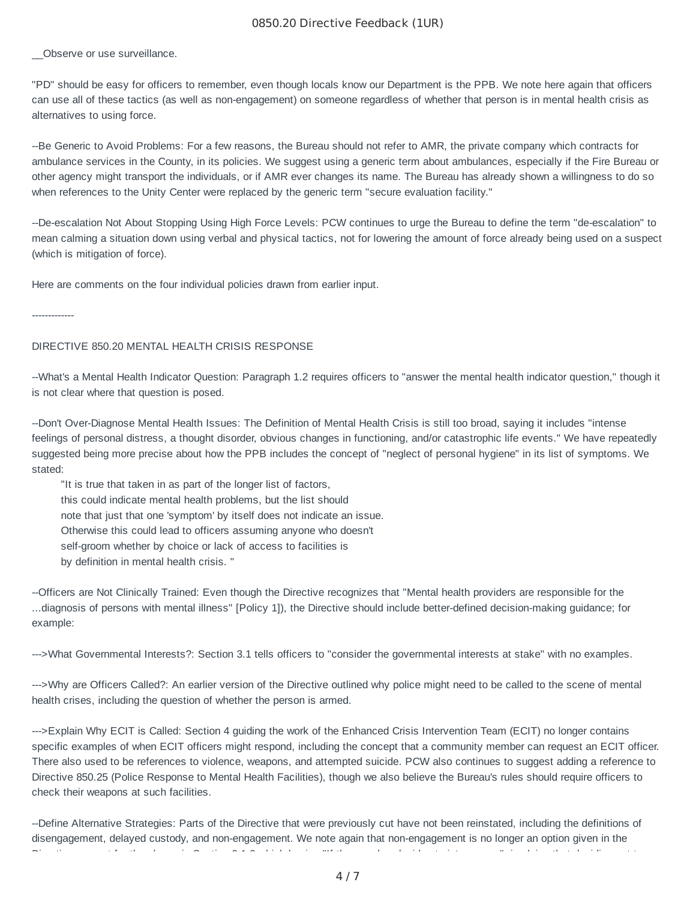__Observe or use surveillance.

"PD" should be easy for officers to remember, even though locals know our Department is the PPB. We note here again that officers can use all of these tactics (as well as non-engagement) on someone regardless of whether that person is in mental health crisis as alternatives to using force.

--Be Generic to Avoid Problems: For a few reasons, the Bureau should not refer to AMR, the private company which contracts for ambulance services in the County, in its policies. We suggest using a generic term about ambulances, especially if the Fire Bureau or other agency might transport the individuals, or if AMR ever changes its name. The Bureau has already shown a willingness to do so when references to the Unity Center were replaced by the generic term "secure evaluation facility."

--De-escalation Not About Stopping Using High Force Levels: PCW continues to urge the Bureau to define the term "de-escalation" to mean calming a situation down using verbal and physical tactics, not for lowering the amount of force already being used on a suspect (which is mitigation of force).

Here are comments on the four individual policies drawn from earlier input.

-------------

DIRECTIVE 850.20 MENTAL HEALTH CRISIS RESPONSE

--What's a Mental Health Indicator Question: Paragraph 1.2 requires officers to "answer the mental health indicator question," though it is not clear where that question is posed.

--Don't Over-Diagnose Mental Health Issues: The Definition of Mental Health Crisis is still too broad, saying it includes "intense feelings of personal distress, a thought disorder, obvious changes in functioning, and/or catastrophic life events." We have repeatedly suggested being more precise about how the PPB includes the concept of "neglect of personal hygiene" in its list of symptoms. We stated:

> "It is true that taken in as part of the longer list of factors,
> this could indicate mental health problems, but the list should
> note that just that one 'symptom' by itself does not indicate an issue.
> Otherwise this could lead to officers assuming anyone who doesn't
> self-groom whether by choice or lack of access to facilities is
> by definition in mental health crisis. "

--Officers are Not Clinically Trained: Even though the Directive recognizes that "Mental health providers are responsible for the ...diagnosis of persons with mental illness" [Policy 1]), the Directive should include better-defined decision-making guidance; for example:

--->What Governmental Interests?: Section 3.1 tells officers to "consider the governmental interests at stake" with no examples.

--->Why are Officers Called?: An earlier version of the Directive outlined why police might need to be called to the scene of mental health crises, including the question of whether the person is armed.

--->Explain Why ECIT is Called: Section 4 guiding the work of the Enhanced Crisis Intervention Team (ECIT) no longer contains specific examples of when ECIT officers might respond, including the concept that a community member can request an ECIT officer. There also used to be references to violence, weapons, and attempted suicide. PCW also continues to suggest adding a reference to Directive 850.25 (Police Response to Mental Health Facilities), though we also believe the Bureau's rules should require officers to check their weapons at such facilities.

--Define Alternative Strategies: Parts of the Directive that were previously cut have not been reinstated, including the definitions of disengagement, delayed custody, and non-engagement. We note again that non-engagement is no longer an option given in the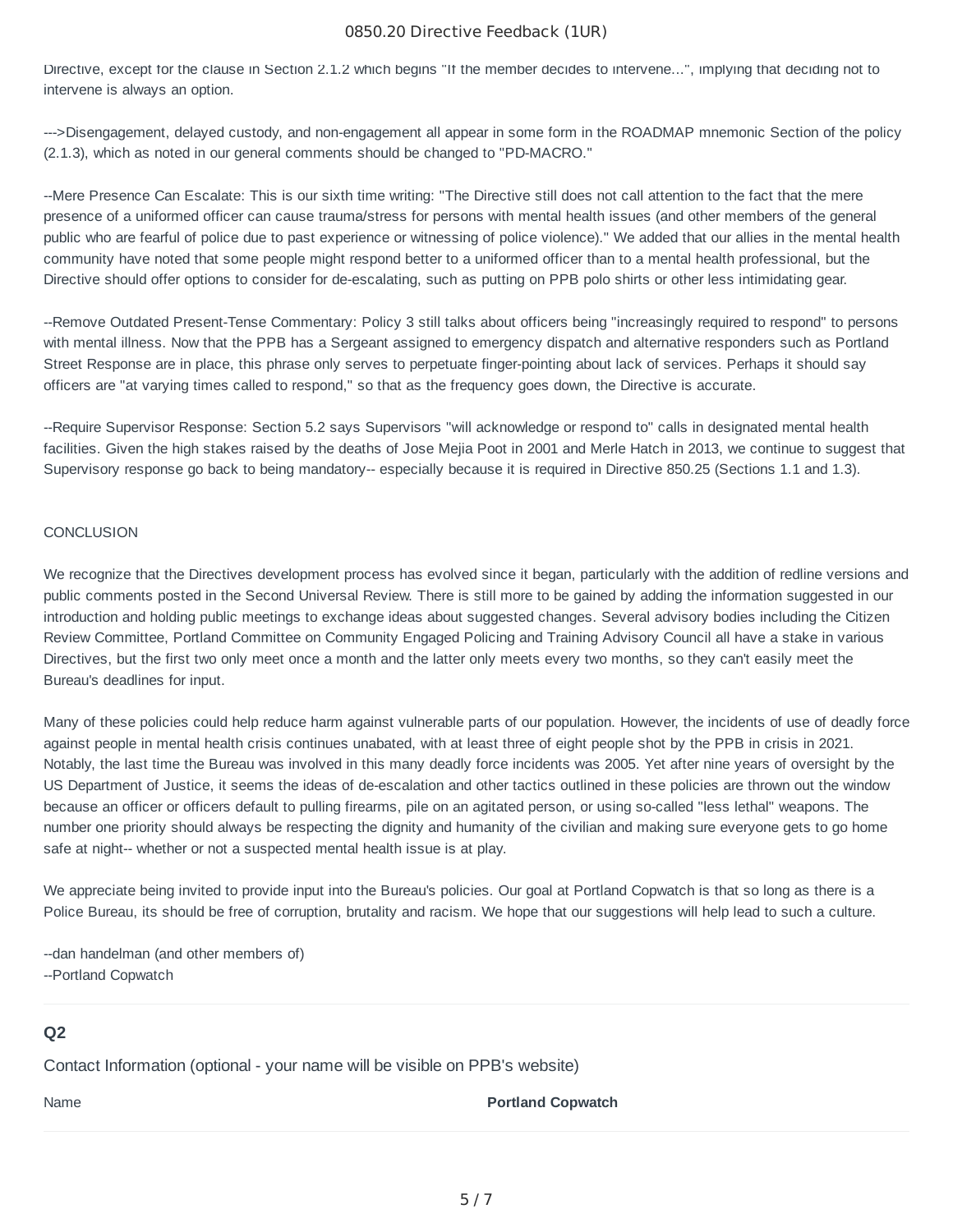Directive, except for the clause in Section 2.1.2 which begins "If the member decides to intervene...", implying that deciding not to intervene is always an option.

--->Disengagement, delayed custody, and non-engagement all appear in some form in the ROADMAP mnemonic Section of the policy (2.1.3), which as noted in our general comments should be changed to "PD-MACRO."

--Mere Presence Can Escalate: This is our sixth time writing: "The Directive still does not call attention to the fact that the mere presence of a uniformed officer can cause trauma/stress for persons with mental health issues (and other members of the general public who are fearful of police due to past experience or witnessing of police violence)." We added that our allies in the mental health community have noted that some people might respond better to a uniformed officer than to a mental health professional, but the Directive should offer options to consider for de-escalating, such as putting on PPB polo shirts or other less intimidating gear.

--Remove Outdated Present-Tense Commentary: Policy 3 still talks about officers being "increasingly required to respond" to persons with mental illness. Now that the PPB has a Sergeant assigned to emergency dispatch and alternative responders such as Portland Street Response are in place, this phrase only serves to perpetuate finger-pointing about lack of services. Perhaps it should say officers are "at varying times called to respond," so that as the frequency goes down, the Directive is accurate.

--Require Supervisor Response: Section 5.2 says Supervisors "will acknowledge or respond to" calls in designated mental health facilities. Given the high stakes raised by the deaths of Jose Mejia Poot in 2001 and Merle Hatch in 2013, we continue to suggest that Supervisory response go back to being mandatory-- especially because it is required in Directive 850.25 (Sections 1.1 and 1.3).

CONCLUSION

We recognize that the Directives development process has evolved since it began, particularly with the addition of redline versions and public comments posted in the Second Universal Review. There is still more to be gained by adding the information suggested in our introduction and holding public meetings to exchange ideas about suggested changes. Several advisory bodies including the Citizen Review Committee, Portland Committee on Community Engaged Policing and Training Advisory Council all have a stake in various Directives, but the first two only meet once a month and the latter only meets every two months, so they can't easily meet the Bureau's deadlines for input.

Many of these policies could help reduce harm against vulnerable parts of our population. However, the incidents of use of deadly force against people in mental health crisis continues unabated, with at least three of eight people shot by the PPB in crisis in 2021. Notably, the last time the Bureau was involved in this many deadly force incidents was 2005. Yet after nine years of oversight by the US Department of Justice, it seems the ideas of de-escalation and other tactics outlined in these policies are thrown out the window because an officer or officers default to pulling firearms, pile on an agitated person, or using so-called "less lethal" weapons. The number one priority should always be respecting the dignity and humanity of the civilian and making sure everyone gets to go home safe at night-- whether or not a suspected mental health issue is at play.

We appreciate being invited to provide input into the Bureau's policies. Our goal at Portland Copwatch is that so long as there is a Police Bureau, its should be free of corruption, brutality and racism. We hope that our suggestions will help lead to such a culture.

--dan handelman (and other members of)
--Portland Copwatch

---

**Q2**

Contact Information (optional - your name will be visible on PPB's website)

| Name | **Portland Copwatch** |
|---|---|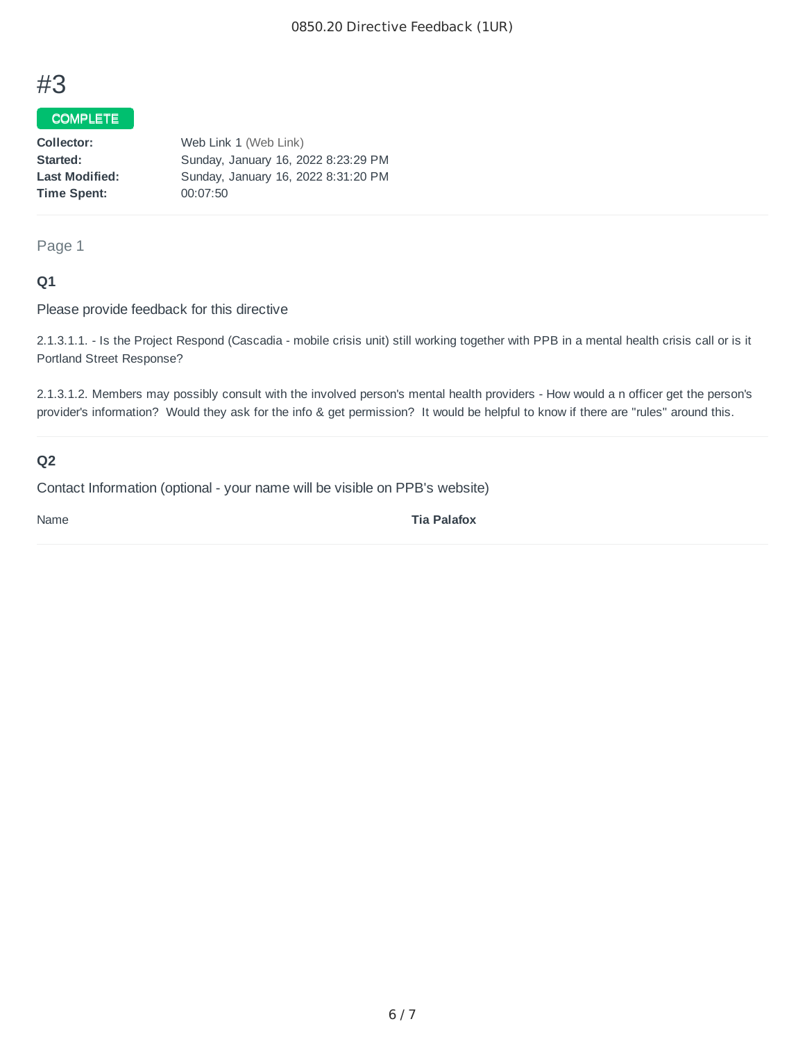# #3

COMPLETE

**Collector:** Web Link 1 (Web Link)
**Started:** Sunday, January 16, 2022 8:23:29 PM
**Last Modified:** Sunday, January 16, 2022 8:31:20 PM
**Time Spent:** 00:07:50

Page 1

### Q1

Please provide feedback for this directive

2.1.3.1.1. - Is the Project Respond (Cascadia - mobile crisis unit) still working together with PPB in a mental health crisis call or is it Portland Street Response?

2.1.3.1.2. Members may possibly consult with the involved person's mental health providers - How would a n officer get the person's provider's information? Would they ask for the info & get permission? It would be helpful to know if there are "rules" around this.

### Q2

Contact Information (optional - your name will be visible on PPB's website)

Name **Tia Palafox**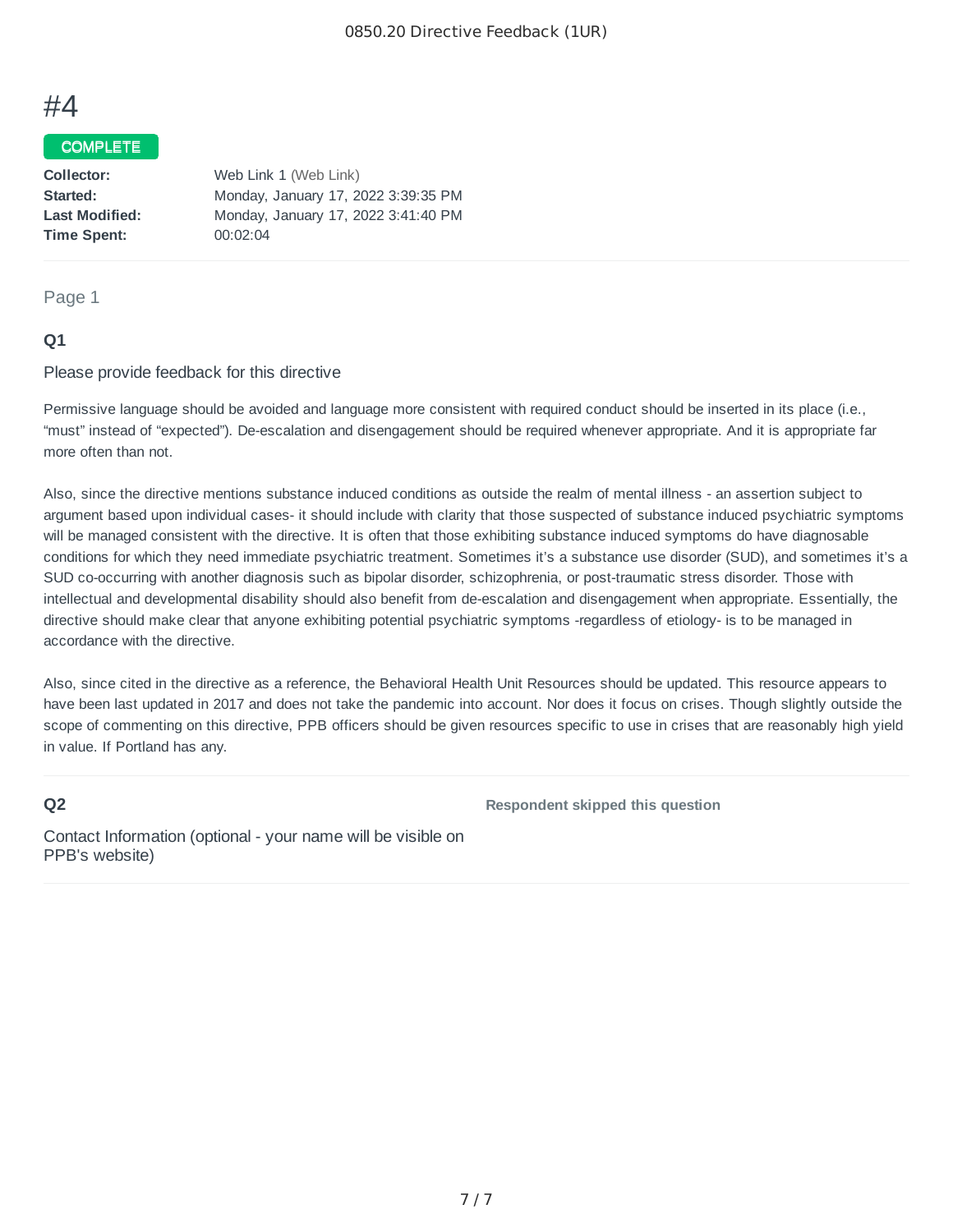# #4

**COMPLETE**

| | |
|---|---|
| **Collector:** | Web Link 1 (Web Link) |
| **Started:** | Monday, January 17, 2022 3:39:35 PM |
| **Last Modified:** | Monday, January 17, 2022 3:41:40 PM |
| **Time Spent:** | 00:02:04 |

## Page 1

### Q1

Please provide feedback for this directive

Permissive language should be avoided and language more consistent with required conduct should be inserted in its place (i.e., “must” instead of “expected”). De-escalation and disengagement should be required whenever appropriate. And it is appropriate far more often than not.

Also, since the directive mentions substance induced conditions as outside the realm of mental illness - an assertion subject to argument based upon individual cases- it should include with clarity that those suspected of substance induced psychiatric symptoms will be managed consistent with the directive. It is often that those exhibiting substance induced symptoms do have diagnosable conditions for which they need immediate psychiatric treatment. Sometimes it’s a substance use disorder (SUD), and sometimes it’s a SUD co-occurring with another diagnosis such as bipolar disorder, schizophrenia, or post-traumatic stress disorder. Those with intellectual and developmental disability should also benefit from de-escalation and disengagement when appropriate. Essentially, the directive should make clear that anyone exhibiting potential psychiatric symptoms -regardless of etiology- is to be managed in accordance with the directive.

Also, since cited in the directive as a reference, the Behavioral Health Unit Resources should be updated. This resource appears to have been last updated in 2017 and does not take the pandemic into account. Nor does it focus on crises. Though slightly outside the scope of commenting on this directive, PPB officers should be given resources specific to use in crises that are reasonably high yield in value. If Portland has any.

### Q2

Contact Information (optional - your name will be visible on PPB's website)

**Respondent skipped this question**